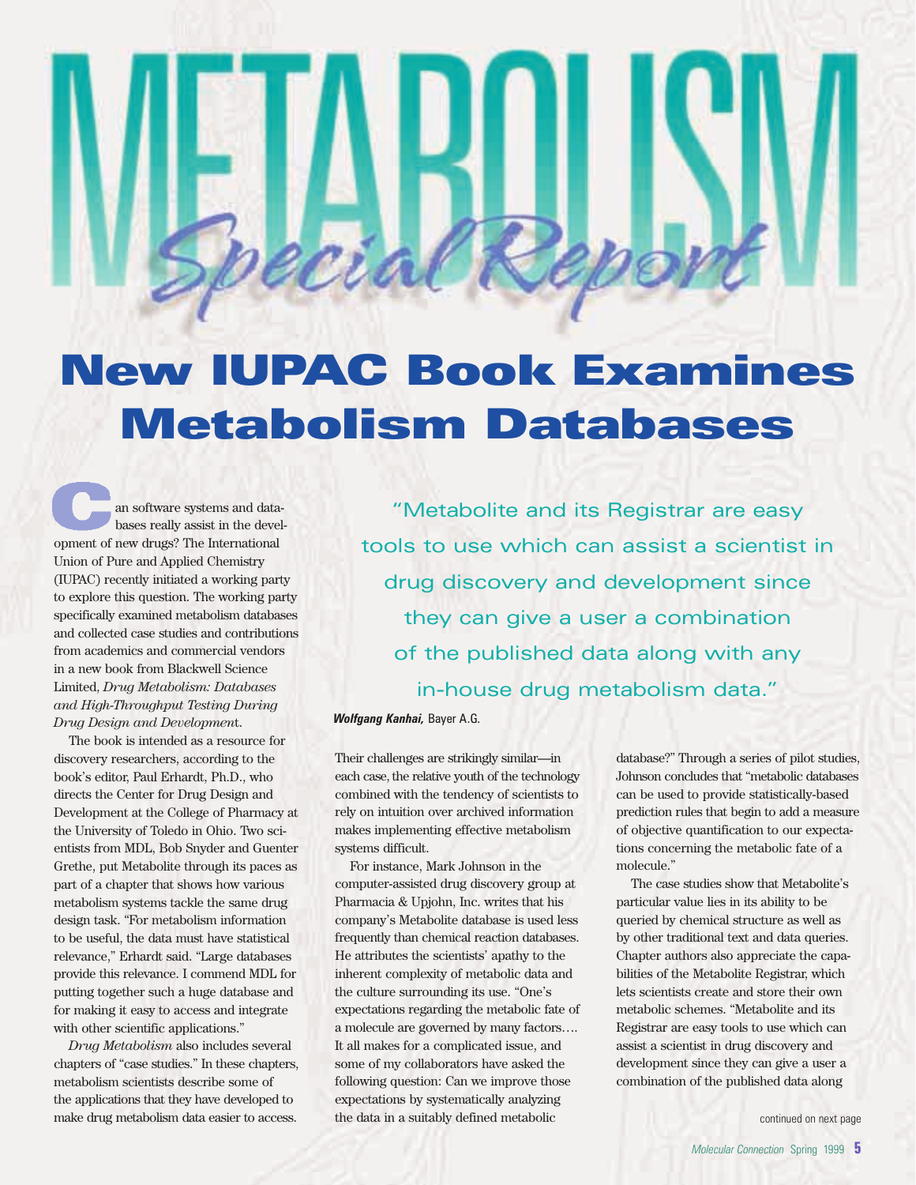# METABOLISM *Special Report*

## New IUPAC Book Examines Metabolism Databases

Can software systems and databases really assist in the development of new drugs? The International Union of Pure and Applied Chemistry (IUPAC) recently initiated a working party to explore this question. The working party specifically examined metabolism databases and collected case studies and contributions from academics and commercial vendors in a new book from Blackwell Science Limited, *Drug Metabolism: Databases and High-Throughput Testing During Drug Design and Development*.

The book is intended as a resource for discovery researchers, according to the book's editor, Paul Erhardt, Ph.D., who directs the Center for Drug Design and Development at the College of Pharmacy at the University of Toledo in Ohio. Two scientists from MDL, Bob Snyder and Guenter Grethe, put Metabolite through its paces as part of a chapter that shows how various metabolism systems tackle the same drug design task. "For metabolism information to be useful, the data must have statistical relevance," Erhardt said. "Large databases provide this relevance. I commend MDL for putting together such a huge database and for making it easy to access and integrate with other scientific applications."

*Drug Metabolism* also includes several chapters of "case studies." In these chapters, metabolism scientists describe some of the applications that they have developed to make drug metabolism data easier to access. Their challenges are strikingly similar—in each case, the relative youth of the technology combined with the tendency of scientists to rely on intuition over archived information makes implementing effective metabolism systems difficult.

> "Metabolite and its Registrar are easy tools to use which can assist a scientist in drug discovery and development since they can give a user a combination of the published data along with any in-house drug metabolism data."
>
> ***Wolfgang Kanhai,*** Bayer A.G.

For instance, Mark Johnson in the computer-assisted drug discovery group at Pharmacia & Upjohn, Inc. writes that his company's Metabolite database is used less frequently than chemical reaction databases. He attributes the scientists' apathy to the inherent complexity of metabolic data and the culture surrounding its use. "One's expectations regarding the metabolic fate of a molecule are governed by many factors…. It all makes for a complicated issue, and some of my collaborators have asked the following question: Can we improve those expectations by systematically analyzing the data in a suitably defined metabolic database?" Through a series of pilot studies, Johnson concludes that "metabolic databases can be used to provide statistically-based prediction rules that begin to add a measure of objective quantification to our expectations concerning the metabolic fate of a molecule."

The case studies show that Metabolite's particular value lies in its ability to be queried by chemical structure as well as by other traditional text and data queries. Chapter authors also appreciate the capabilities of the Metabolite Registrar, which lets scientists create and store their own metabolic schemes. "Metabolite and its Registrar are easy tools to use which can assist a scientist in drug discovery and development since they can give a user a combination of the published data along

continued on next page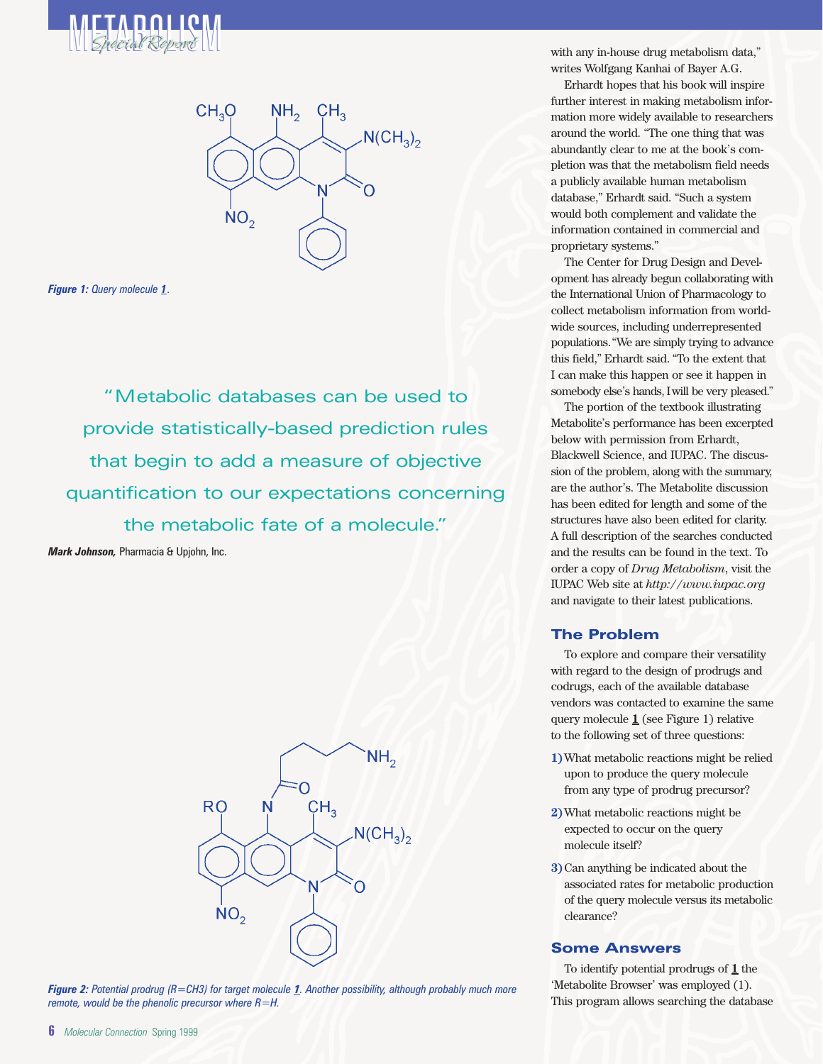*Figure 1: Query molecule **1**.*

> "Metabolic databases can be used to provide statistically-based prediction rules that begin to add a measure of objective quantification to our expectations concerning the metabolic fate of a molecule."

**Mark Johnson,** Pharmacia & Upjohn, Inc.

*Figure 2: Potential prodrug (R=CH3) for target molecule **1**. Another possibility, although probably much more remote, would be the phenolic precursor where R=H.*

with any in-house drug metabolism data," writes Wolfgang Kanhai of Bayer A.G.

Erhardt hopes that his book will inspire further interest in making metabolism information more widely available to researchers around the world. "The one thing that was abundantly clear to me at the book's completion was that the metabolism field needs a publicly available human metabolism database," Erhardt said. "Such a system would both complement and validate the information contained in commercial and proprietary systems."

The Center for Drug Design and Development has already begun collaborating with the International Union of Pharmacology to collect metabolism information from worldwide sources, including underrepresented populations. "We are simply trying to advance this field," Erhardt said. "To the extent that I can make this happen or see it happen in somebody else's hands, I will be very pleased."

The portion of the textbook illustrating Metabolite's performance has been excerpted below with permission from Erhardt, Blackwell Science, and IUPAC. The discussion of the problem, along with the summary, are the author's. The Metabolite discussion has been edited for length and some of the structures have also been edited for clarity. A full description of the searches conducted and the results can be found in the text. To order a copy of *Drug Metabolism*, visit the IUPAC Web site at *http://www.iupac.org* and navigate to their latest publications.

## The Problem

To explore and compare their versatility with regard to the design of prodrugs and codrugs, each of the available database vendors was contacted to examine the same query molecule **1** (see Figure 1) relative to the following set of three questions:

1) What metabolic reactions might be relied upon to produce the query molecule from any type of prodrug precursor?
2) What metabolic reactions might be expected to occur on the query molecule itself?
3) Can anything be indicated about the associated rates for metabolic production of the query molecule versus its metabolic clearance?

## Some Answers

To identify potential prodrugs of **1** the 'Metabolite Browser' was employed (1). This program allows searching the database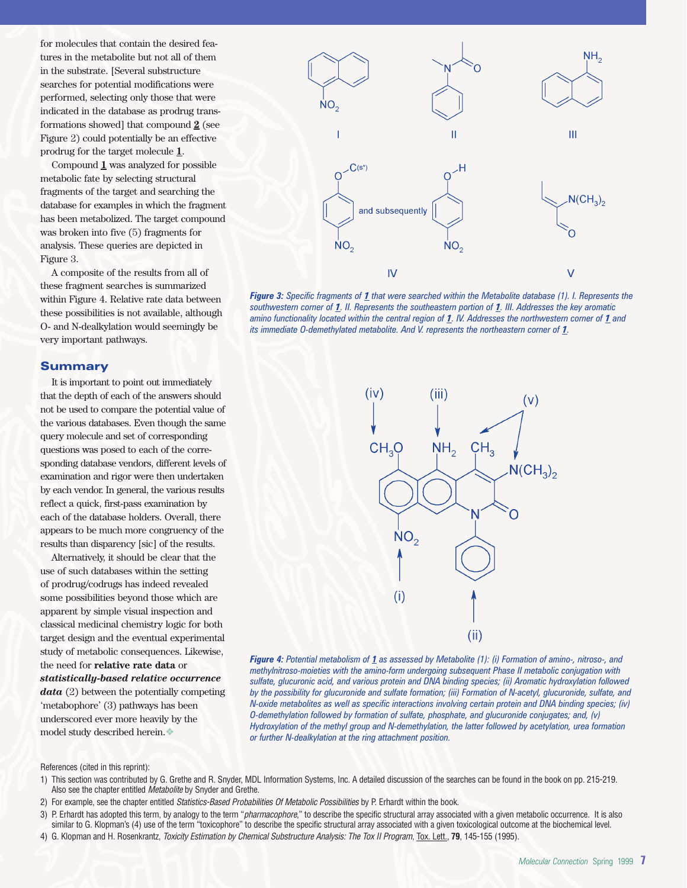for molecules that contain the desired features in the metabolite but not all of them in the substrate. [Several substructure searches for potential modifications were performed, selecting only those that were indicated in the database as prodrug transformations showed] that compound **2** (see Figure 2) could potentially be an effective prodrug for the target molecule **1**.

Compound **1** was analyzed for possible metabolic fate by selecting structural fragments of the target and searching the database for examples in which the fragment has been metabolized. The target compound was broken into five (5) fragments for analysis. These queries are depicted in Figure 3.

A composite of the results from all of these fragment searches is summarized within Figure 4. Relative rate data between these possibilities is not available, although O- and N-dealkylation would seemingly be very important pathways.

*Figure 3: Specific fragments of **1** that were searched within the Metabolite database (1). I. Represents the southwestern corner of **1**. II. Represents the southeastern portion of **1**. III. Addresses the key aromatic amino functionality located within the central region of **1**. IV. Addresses the northwestern corner of **1** and its immediate O-demethylated metabolite. And V. represents the northeastern corner of **1**.*

*Figure 4: Potential metabolism of **1** as assessed by Metabolite (1): (i) Formation of amino-, nitroso-, and methylnitroso-moieties with the amino-form undergoing subsequent Phase II metabolic conjugation with sulfate, glucuronic acid, and various protein and DNA binding species; (ii) Aromatic hydroxylation followed by the possibility for glucuronide and sulfate formation; (iii) Formation of N-acetyl, glucuronide, sulfate, and N-oxide metabolites as well as specific interactions involving certain protein and DNA binding species; (iv) O-demethylation followed by formation of sulfate, phosphate, and glucuronide conjugates; and, (v) Hydroxylation of the methyl group and N-demethylation, the latter followed by acetylation, urea formation or further N-dealkylation at the ring attachment position.*

## Summary

It is important to point out immediately that the depth of each of the answers should not be used to compare the potential value of the various databases. Even though the same query molecule and set of corresponding questions was posed to each of the corresponding database vendors, different levels of examination and rigor were then undertaken by each vendor. In general, the various results reflect a quick, first-pass examination by each of the database holders. Overall, there appears to be much more congruency of the results than disparency [sic] of the results.

Alternatively, it should be clear that the use of such databases within the setting of prodrug/codrugs has indeed revealed some possibilities beyond those which are apparent by simple visual inspection and classical medicinal chemistry logic for both target design and the eventual experimental study of metabolic consequences. Likewise, the need for **relative rate data** or ***statistically-based relative occurrence data*** (2) between the potentially competing 'metabophore' (3) pathways has been underscored ever more heavily by the model study described herein.

References (cited in this reprint):

1) This section was contributed by G. Grethe and R. Snyder, MDL Information Systems, Inc. A detailed discussion of the searches can be found in the book on pp. 215-219. Also see the chapter entitled *Metabolite* by Snyder and Grethe.
2) For example, see the chapter entitled *Statistics-Based Probabilities Of Metabolic Possibilities* by P. Erhardt within the book.
3) P. Erhardt has adopted this term, by analogy to the term "*pharmacophore,*" to describe the specific structural array associated with a given metabolic occurrence. It is also similar to G. Klopman's (4) use of the term "toxicophore" to describe the specific structural array associated with a given toxicological outcome at the biochemical level.
4) G. Klopman and H. Rosenkrantz, *Toxicity Estimation by Chemical Substructure Analysis: The Tox II Program*, Tox. Lett., **79**, 145-155 (1995).